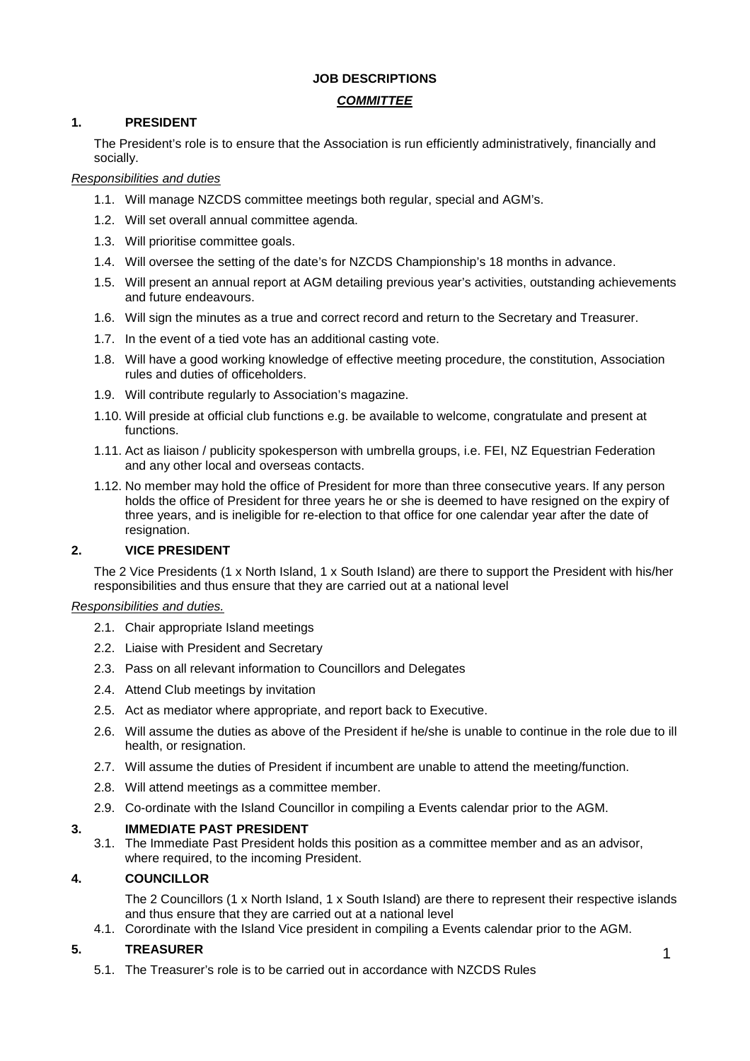**JOB DESCRIPTIONS**

***COMMITTEE***

## 1. PRESIDENT

The President's role is to ensure that the Association is run efficiently administratively, financially and socially.

*Responsibilities and duties*

1.1. Will manage NZCDS committee meetings both regular, special and AGM's.

1.2. Will set overall annual committee agenda.

1.3. Will prioritise committee goals.

1.4. Will oversee the setting of the date's for NZCDS Championship's 18 months in advance.

1.5. Will present an annual report at AGM detailing previous year's activities, outstanding achievements and future endeavours.

1.6. Will sign the minutes as a true and correct record and return to the Secretary and Treasurer.

1.7. In the event of a tied vote has an additional casting vote.

1.8. Will have a good working knowledge of effective meeting procedure, the constitution, Association rules and duties of officeholders.

1.9. Will contribute regularly to Association's magazine.

1.10. Will preside at official club functions e.g. be available to welcome, congratulate and present at functions.

1.11. Act as liaison / publicity spokesperson with umbrella groups, i.e. FEI, NZ Equestrian Federation and any other local and overseas contacts.

1.12. No member may hold the office of President for more than three consecutive years. If any person holds the office of President for three years he or she is deemed to have resigned on the expiry of three years, and is ineligible for re-election to that office for one calendar year after the date of resignation.

## 2. VICE PRESIDENT

The 2 Vice Presidents (1 x North Island, 1 x South Island) are there to support the President with his/her responsibilities and thus ensure that they are carried out at a national level

*Responsibilities and duties.*

2.1. Chair appropriate Island meetings

2.2. Liaise with President and Secretary

2.3. Pass on all relevant information to Councillors and Delegates

2.4. Attend Club meetings by invitation

2.5. Act as mediator where appropriate, and report back to Executive.

2.6. Will assume the duties as above of the President if he/she is unable to continue in the role due to ill health, or resignation.

2.7. Will assume the duties of President if incumbent are unable to attend the meeting/function.

2.8. Will attend meetings as a committee member.

2.9. Co-ordinate with the Island Councillor in compiling a Events calendar prior to the AGM.

## 3. IMMEDIATE PAST PRESIDENT

3.1. The Immediate Past President holds this position as a committee member and as an advisor, where required, to the incoming President.

## 4. COUNCILLOR

The 2 Councillors (1 x North Island, 1 x South Island) are there to represent their respective islands and thus ensure that they are carried out at a national level

4.1. Corordinate with the Island Vice president in compiling a Events calendar prior to the AGM.

## 5. TREASURER

5.1. The Treasurer's role is to be carried out in accordance with NZCDS Rules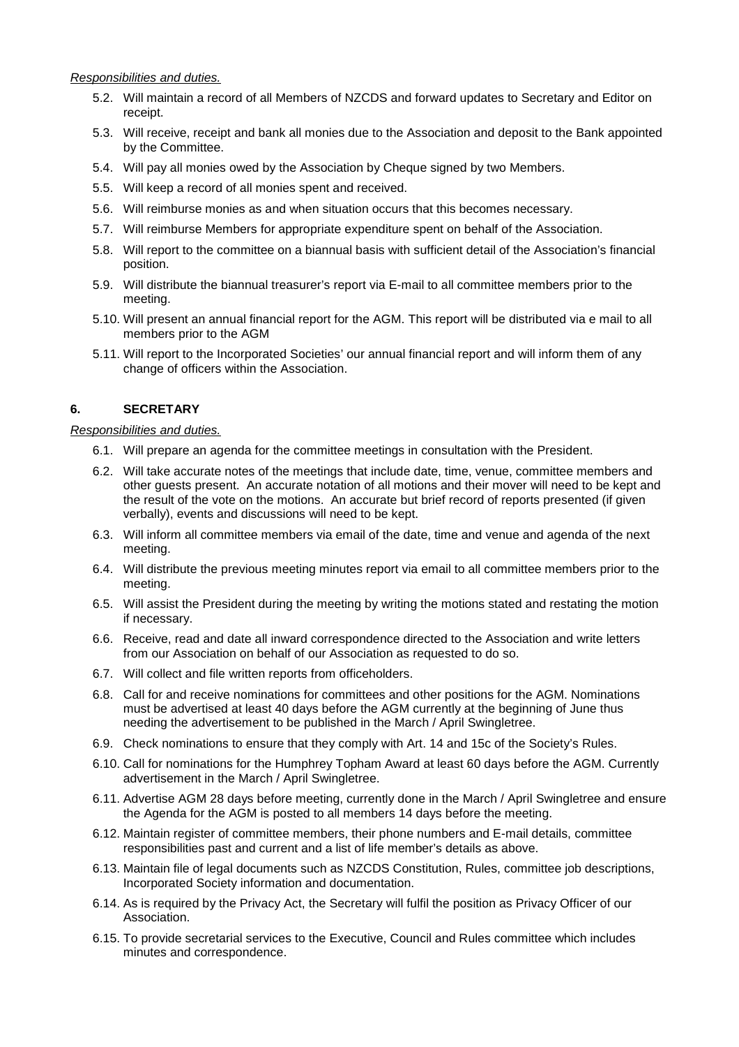*Responsibilities and duties.*

- 5.2. Will maintain a record of all Members of NZCDS and forward updates to Secretary and Editor on receipt.
- 5.3. Will receive, receipt and bank all monies due to the Association and deposit to the Bank appointed by the Committee.
- 5.4. Will pay all monies owed by the Association by Cheque signed by two Members.
- 5.5. Will keep a record of all monies spent and received.
- 5.6. Will reimburse monies as and when situation occurs that this becomes necessary.
- 5.7. Will reimburse Members for appropriate expenditure spent on behalf of the Association.
- 5.8. Will report to the committee on a biannual basis with sufficient detail of the Association's financial position.
- 5.9. Will distribute the biannual treasurer's report via E-mail to all committee members prior to the meeting.
- 5.10. Will present an annual financial report for the AGM. This report will be distributed via e mail to all members prior to the AGM
- 5.11. Will report to the Incorporated Societies' our annual financial report and will inform them of any change of officers within the Association.

## 6. SECRETARY

*Responsibilities and duties.*

- 6.1. Will prepare an agenda for the committee meetings in consultation with the President.
- 6.2. Will take accurate notes of the meetings that include date, time, venue, committee members and other guests present. An accurate notation of all motions and their mover will need to be kept and the result of the vote on the motions. An accurate but brief record of reports presented (if given verbally), events and discussions will need to be kept.
- 6.3. Will inform all committee members via email of the date, time and venue and agenda of the next meeting.
- 6.4. Will distribute the previous meeting minutes report via email to all committee members prior to the meeting.
- 6.5. Will assist the President during the meeting by writing the motions stated and restating the motion if necessary.
- 6.6. Receive, read and date all inward correspondence directed to the Association and write letters from our Association on behalf of our Association as requested to do so.
- 6.7. Will collect and file written reports from officeholders.
- 6.8. Call for and receive nominations for committees and other positions for the AGM. Nominations must be advertised at least 40 days before the AGM currently at the beginning of June thus needing the advertisement to be published in the March / April Swingletree.
- 6.9. Check nominations to ensure that they comply with Art. 14 and 15c of the Society's Rules.
- 6.10. Call for nominations for the Humphrey Topham Award at least 60 days before the AGM. Currently advertisement in the March / April Swingletree.
- 6.11. Advertise AGM 28 days before meeting, currently done in the March / April Swingletree and ensure the Agenda for the AGM is posted to all members 14 days before the meeting.
- 6.12. Maintain register of committee members, their phone numbers and E-mail details, committee responsibilities past and current and a list of life member's details as above.
- 6.13. Maintain file of legal documents such as NZCDS Constitution, Rules, committee job descriptions, Incorporated Society information and documentation.
- 6.14. As is required by the Privacy Act, the Secretary will fulfil the position as Privacy Officer of our Association.
- 6.15. To provide secretarial services to the Executive, Council and Rules committee which includes minutes and correspondence.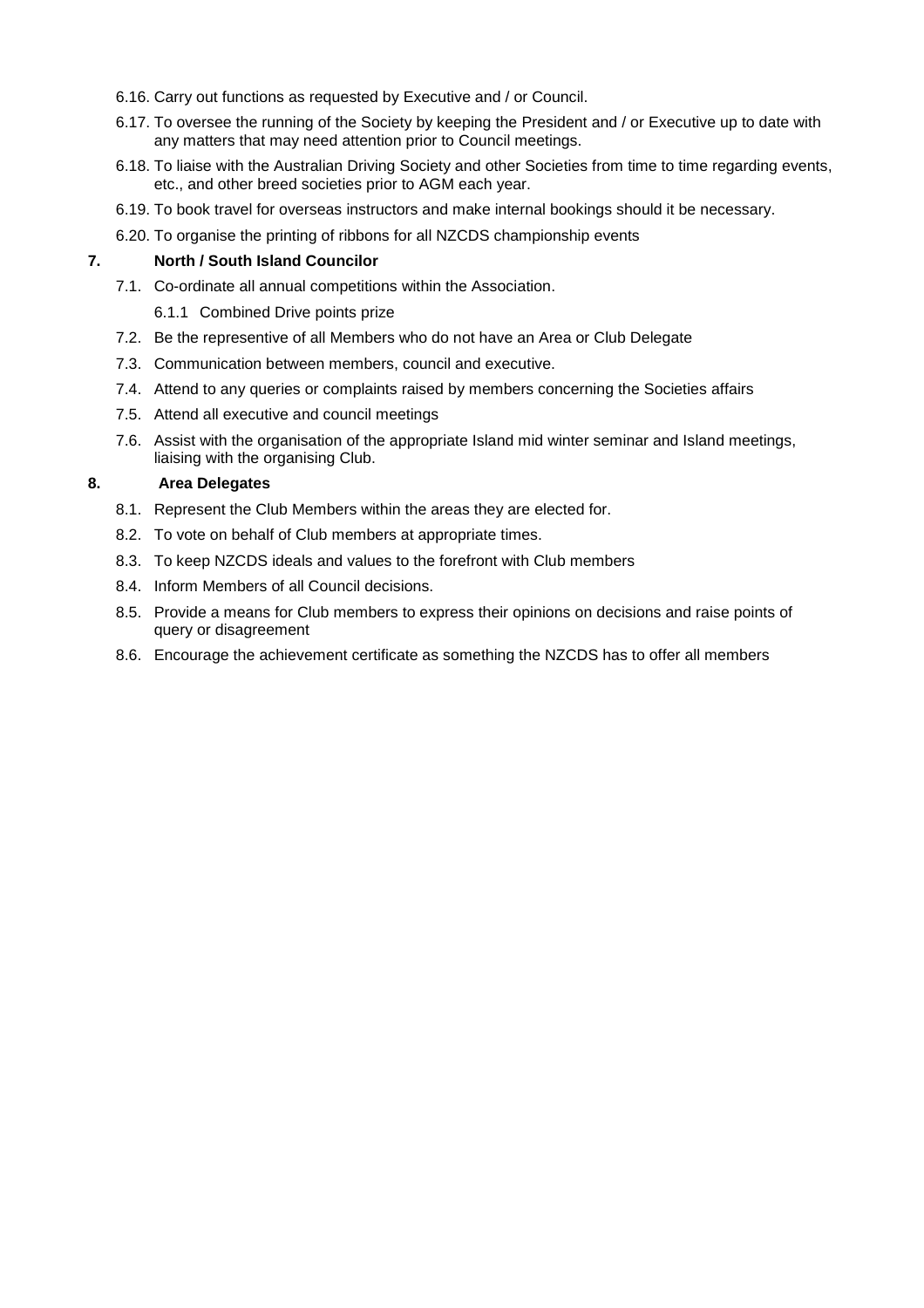6.16. Carry out functions as requested by Executive and / or Council.

6.17. To oversee the running of the Society by keeping the President and / or Executive up to date with any matters that may need attention prior to Council meetings.

6.18. To liaise with the Australian Driving Society and other Societies from time to time regarding events, etc., and other breed societies prior to AGM each year.

6.19. To book travel for overseas instructors and make internal bookings should it be necessary.

6.20. To organise the printing of ribbons for all NZCDS championship events

## 7. North / South Island Councilor

7.1. Co-ordinate all annual competitions within the Association.

  6.1.1 Combined Drive points prize

7.2. Be the representive of all Members who do not have an Area or Club Delegate

7.3. Communication between members, council and executive.

7.4. Attend to any queries or complaints raised by members concerning the Societies affairs

7.5. Attend all executive and council meetings

7.6. Assist with the organisation of the appropriate Island mid winter seminar and Island meetings, liaising with the organising Club.

## 8. Area Delegates

8.1. Represent the Club Members within the areas they are elected for.

8.2. To vote on behalf of Club members at appropriate times.

8.3. To keep NZCDS ideals and values to the forefront with Club members

8.4. Inform Members of all Council decisions.

8.5. Provide a means for Club members to express their opinions on decisions and raise points of query or disagreement

8.6. Encourage the achievement certificate as something the NZCDS has to offer all members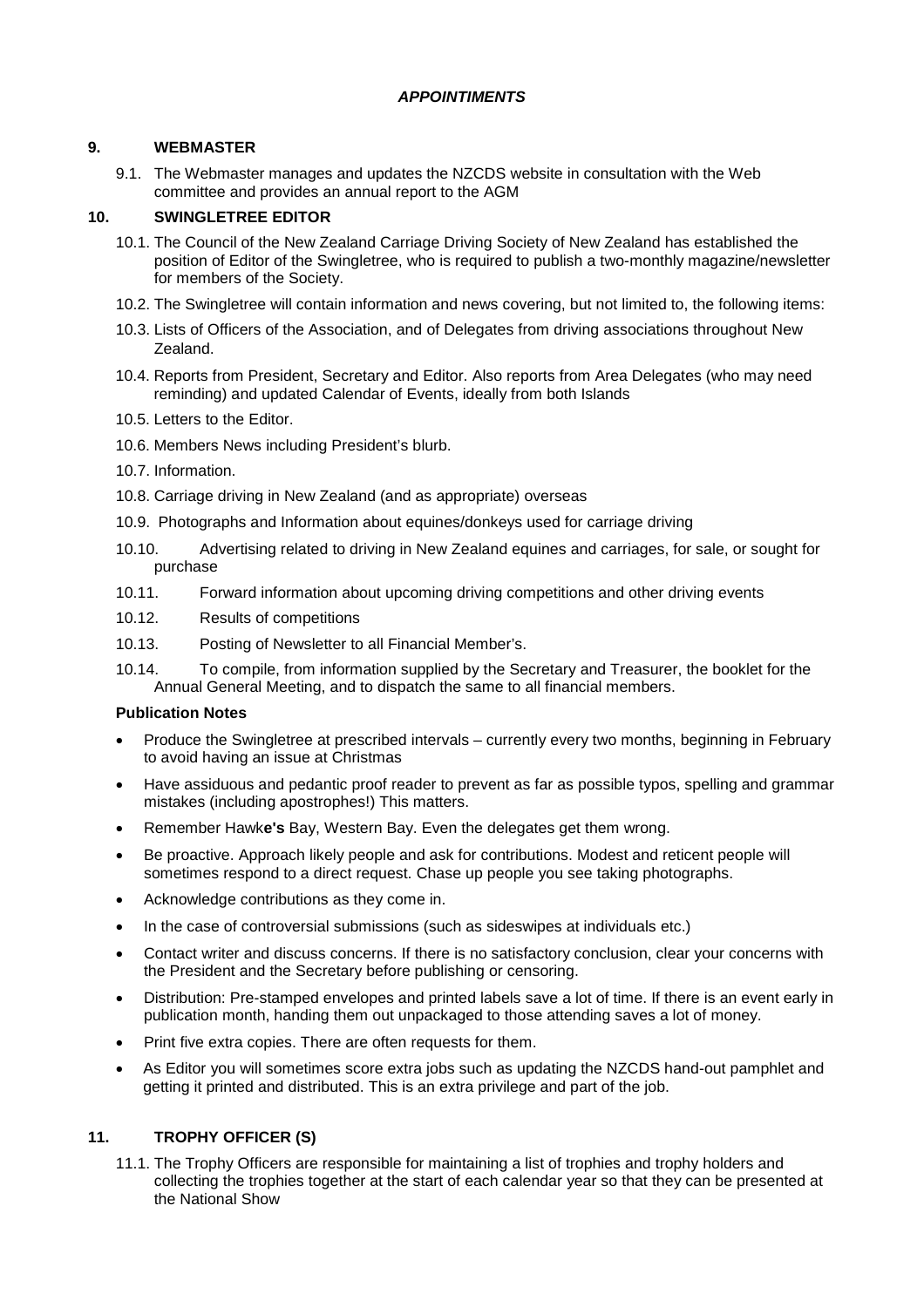***APPOINTIMENTS***

## 9. WEBMASTER

9.1. The Webmaster manages and updates the NZCDS website in consultation with the Web committee and provides an annual report to the AGM

## 10. SWINGLETREE EDITOR

10.1. The Council of the New Zealand Carriage Driving Society of New Zealand has established the position of Editor of the Swingletree, who is required to publish a two-monthly magazine/newsletter for members of the Society.

10.2. The Swingletree will contain information and news covering, but not limited to, the following items:

10.3. Lists of Officers of the Association, and of Delegates from driving associations throughout New Zealand.

10.4. Reports from President, Secretary and Editor. Also reports from Area Delegates (who may need reminding) and updated Calendar of Events, ideally from both Islands

10.5. Letters to the Editor.

10.6. Members News including President's blurb.

10.7. Information.

10.8. Carriage driving in New Zealand (and as appropriate) overseas

10.9. Photographs and Information about equines/donkeys used for carriage driving

10.10. Advertising related to driving in New Zealand equines and carriages, for sale, or sought for purchase

10.11. Forward information about upcoming driving competitions and other driving events

10.12. Results of competitions

10.13. Posting of Newsletter to all Financial Member's.

10.14. To compile, from information supplied by the Secretary and Treasurer, the booklet for the Annual General Meeting, and to dispatch the same to all financial members.

**Publication Notes**

- Produce the Swingletree at prescribed intervals – currently every two months, beginning in February to avoid having an issue at Christmas
- Have assiduous and pedantic proof reader to prevent as far as possible typos, spelling and grammar mistakes (including apostrophes!) This matters.
- Remember Hawk**e's** Bay, Western Bay. Even the delegates get them wrong.
- Be proactive. Approach likely people and ask for contributions. Modest and reticent people will sometimes respond to a direct request. Chase up people you see taking photographs.
- Acknowledge contributions as they come in.
- In the case of controversial submissions (such as sideswipes at individuals etc.)
- Contact writer and discuss concerns. If there is no satisfactory conclusion, clear your concerns with the President and the Secretary before publishing or censoring.
- Distribution: Pre-stamped envelopes and printed labels save a lot of time. If there is an event early in publication month, handing them out unpackaged to those attending saves a lot of money.
- Print five extra copies. There are often requests for them.
- As Editor you will sometimes score extra jobs such as updating the NZCDS hand-out pamphlet and getting it printed and distributed. This is an extra privilege and part of the job.

## 11. TROPHY OFFICER (S)

11.1. The Trophy Officers are responsible for maintaining a list of trophies and trophy holders and collecting the trophies together at the start of each calendar year so that they can be presented at the National Show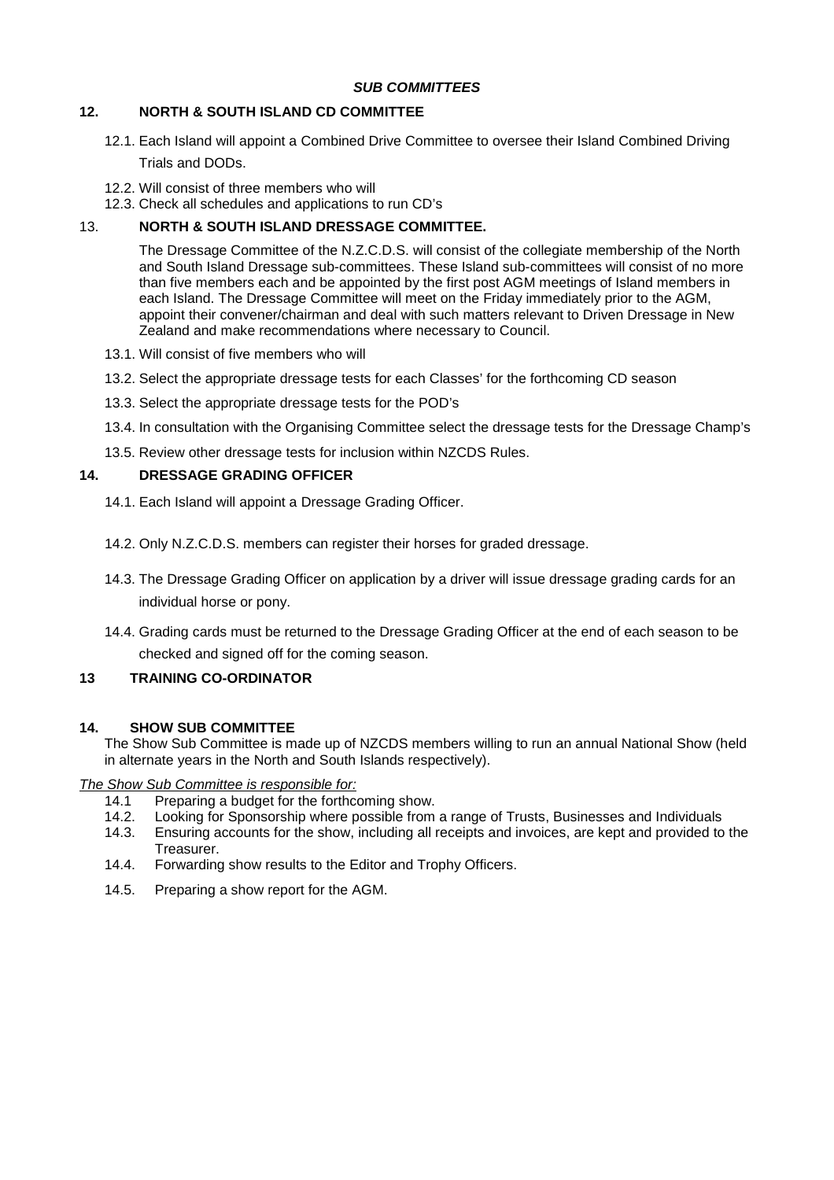***SUB COMMITTEES***

**12. NORTH & SOUTH ISLAND CD COMMITTEE**

12.1. Each Island will appoint a Combined Drive Committee to oversee their Island Combined Driving Trials and DODs.

12.2. Will consist of three members who will

12.3. Check all schedules and applications to run CD's

13. **NORTH & SOUTH ISLAND DRESSAGE COMMITTEE.**

The Dressage Committee of the N.Z.C.D.S. will consist of the collegiate membership of the North and South Island Dressage sub-committees. These Island sub-committees will consist of no more than five members each and be appointed by the first post AGM meetings of Island members in each Island. The Dressage Committee will meet on the Friday immediately prior to the AGM, appoint their convener/chairman and deal with such matters relevant to Driven Dressage in New Zealand and make recommendations where necessary to Council.

13.1. Will consist of five members who will

13.2. Select the appropriate dressage tests for each Classes' for the forthcoming CD season

13.3. Select the appropriate dressage tests for the POD's

13.4. In consultation with the Organising Committee select the dressage tests for the Dressage Champ's

13.5. Review other dressage tests for inclusion within NZCDS Rules.

**14. DRESSAGE GRADING OFFICER**

14.1. Each Island will appoint a Dressage Grading Officer.

14.2. Only N.Z.C.D.S. members can register their horses for graded dressage.

14.3. The Dressage Grading Officer on application by a driver will issue dressage grading cards for an individual horse or pony.

14.4. Grading cards must be returned to the Dressage Grading Officer at the end of each season to be checked and signed off for the coming season.

**13 TRAINING CO-ORDINATOR**

**14. SHOW SUB COMMITTEE**

The Show Sub Committee is made up of NZCDS members willing to run an annual National Show (held in alternate years in the North and South Islands respectively).

*The Show Sub Committee is responsible for:*

14.1 Preparing a budget for the forthcoming show.

14.2. Looking for Sponsorship where possible from a range of Trusts, Businesses and Individuals

14.3. Ensuring accounts for the show, including all receipts and invoices, are kept and provided to the Treasurer.

14.4. Forwarding show results to the Editor and Trophy Officers.

14.5. Preparing a show report for the AGM.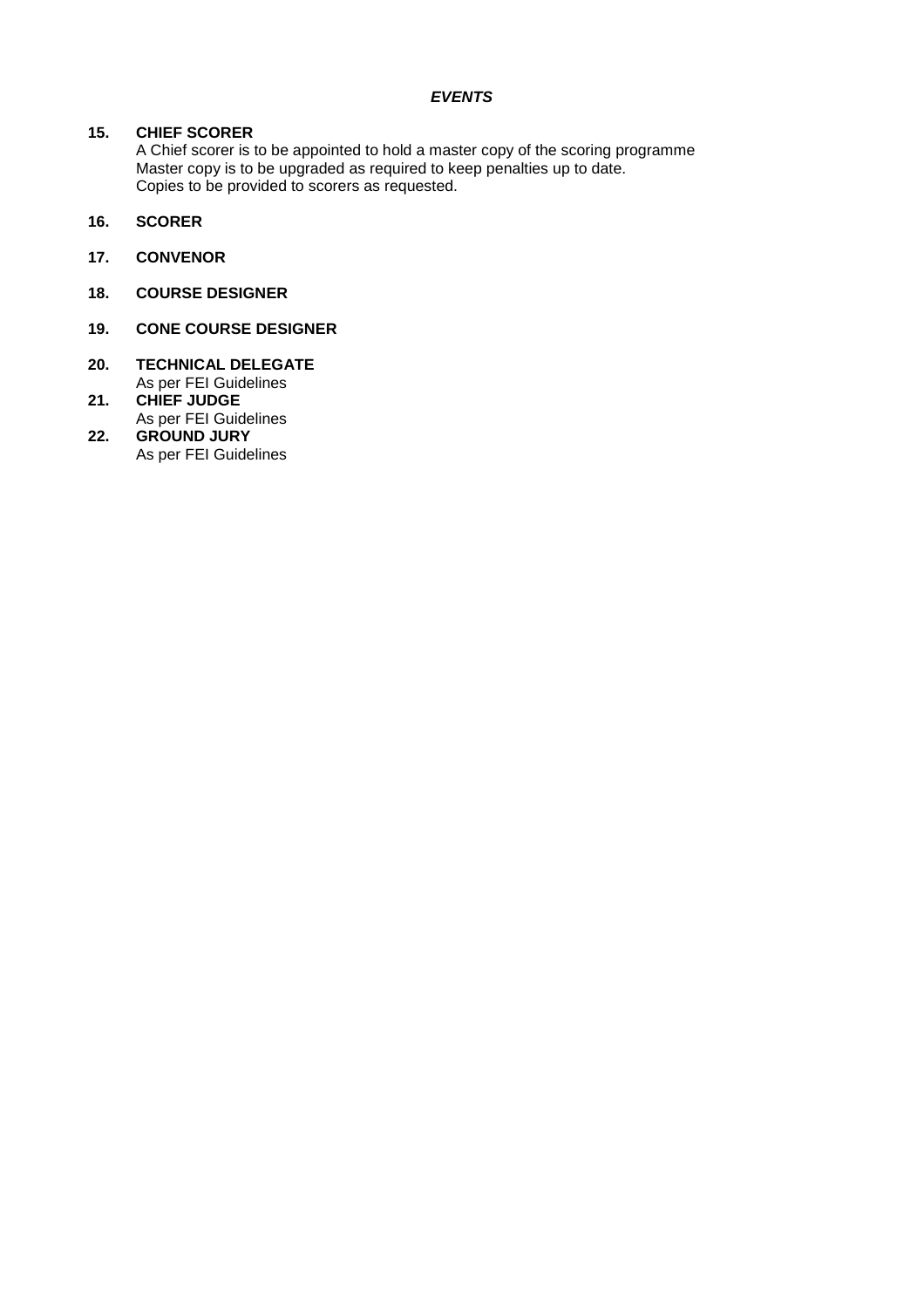***EVENTS***

**15. CHIEF SCORER**

A Chief scorer is to be appointed to hold a master copy of the scoring programme
Master copy is to be upgraded as required to keep penalties up to date.
Copies to be provided to scorers as requested.

**16. SCORER**

**17. CONVENOR**

**18. COURSE DESIGNER**

**19. CONE COURSE DESIGNER**

**20. TECHNICAL DELEGATE**

As per FEI Guidelines

**21. CHIEF JUDGE**

As per FEI Guidelines

**22. GROUND JURY**

As per FEI Guidelines